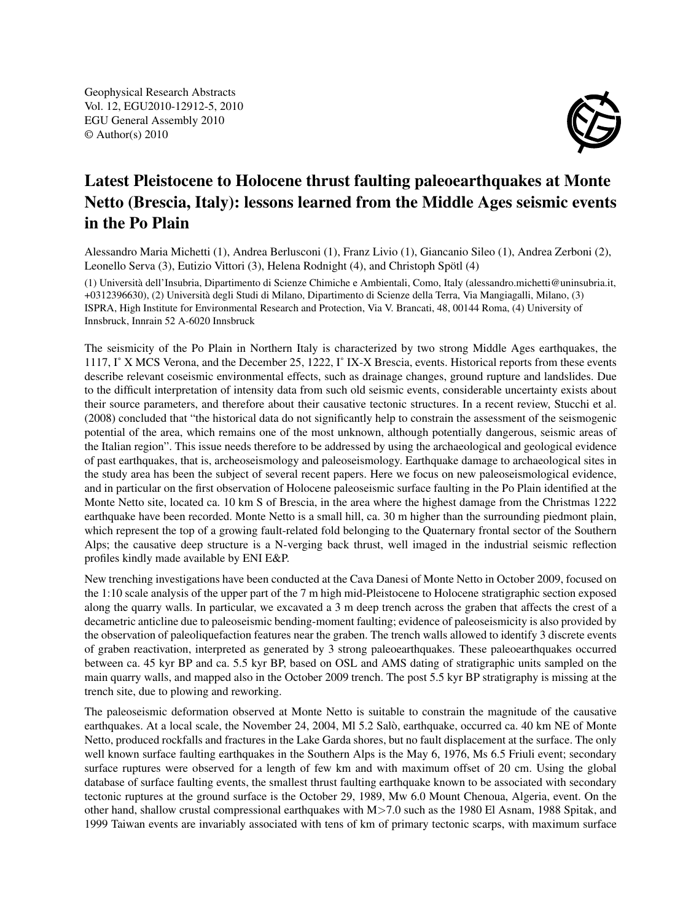Geophysical Research Abstracts
Vol. 12, EGU2010-12912-5, 2010
EGU General Assembly 2010
© Author(s) 2010

# Latest Pleistocene to Holocene thrust faulting paleoearthquakes at Monte Netto (Brescia, Italy): lessons learned from the Middle Ages seismic events in the Po Plain

Alessandro Maria Michetti (1), Andrea Berlusconi (1), Franz Livio (1), Giancanio Sileo (1), Andrea Zerboni (2), Leonello Serva (3), Eutizio Vittori (3), Helena Rodnight (4), and Christoph Spötl (4)

(1) Università dell'Insubria, Dipartimento di Scienze Chimiche e Ambientali, Como, Italy (alessandro.michetti@uninsubria.it, +0312396630), (2) Università degli Studi di Milano, Dipartimento di Scienze della Terra, Via Mangiagalli, Milano, (3) ISPRA, High Institute for Environmental Research and Protection, Via V. Brancati, 48, 00144 Roma, (4) University of Innsbruck, Innrain 52 A-6020 Innsbruck

The seismicity of the Po Plain in Northern Italy is characterized by two strong Middle Ages earthquakes, the 1117, I° X MCS Verona, and the December 25, 1222, I° IX-X Brescia, events. Historical reports from these events describe relevant coseismic environmental effects, such as drainage changes, ground rupture and landslides. Due to the difficult interpretation of intensity data from such old seismic events, considerable uncertainty exists about their source parameters, and therefore about their causative tectonic structures. In a recent review, Stucchi et al. (2008) concluded that "the historical data do not significantly help to constrain the assessment of the seismogenic potential of the area, which remains one of the most unknown, although potentially dangerous, seismic areas of the Italian region". This issue needs therefore to be addressed by using the archaeological and geological evidence of past earthquakes, that is, archeoseismology and paleoseismology. Earthquake damage to archaeological sites in the study area has been the subject of several recent papers. Here we focus on new paleoseismological evidence, and in particular on the first observation of Holocene paleoseismic surface faulting in the Po Plain identified at the Monte Netto site, located ca. 10 km S of Brescia, in the area where the highest damage from the Christmas 1222 earthquake have been recorded. Monte Netto is a small hill, ca. 30 m higher than the surrounding piedmont plain, which represent the top of a growing fault-related fold belonging to the Quaternary frontal sector of the Southern Alps; the causative deep structure is a N-verging back thrust, well imaged in the industrial seismic reflection profiles kindly made available by ENI E&P.

New trenching investigations have been conducted at the Cava Danesi of Monte Netto in October 2009, focused on the 1:10 scale analysis of the upper part of the 7 m high mid-Pleistocene to Holocene stratigraphic section exposed along the quarry walls. In particular, we excavated a 3 m deep trench across the graben that affects the crest of a decametric anticline due to paleoseismic bending-moment faulting; evidence of paleoseismicity is also provided by the observation of paleoliquefaction features near the graben. The trench walls allowed to identify 3 discrete events of graben reactivation, interpreted as generated by 3 strong paleoearthquakes. These paleoearthquakes occurred between ca. 45 kyr BP and ca. 5.5 kyr BP, based on OSL and AMS dating of stratigraphic units sampled on the main quarry walls, and mapped also in the October 2009 trench. The post 5.5 kyr BP stratigraphy is missing at the trench site, due to plowing and reworking.

The paleoseismic deformation observed at Monte Netto is suitable to constrain the magnitude of the causative earthquakes. At a local scale, the November 24, 2004, Ml 5.2 Salò, earthquake, occurred ca. 40 km NE of Monte Netto, produced rockfalls and fractures in the Lake Garda shores, but no fault displacement at the surface. The only well known surface faulting earthquakes in the Southern Alps is the May 6, 1976, Ms 6.5 Friuli event; secondary surface ruptures were observed for a length of few km and with maximum offset of 20 cm. Using the global database of surface faulting events, the smallest thrust faulting earthquake known to be associated with secondary tectonic ruptures at the ground surface is the October 29, 1989, Mw 6.0 Mount Chenoua, Algeria, event. On the other hand, shallow crustal compressional earthquakes with M>7.0 such as the 1980 El Asnam, 1988 Spitak, and 1999 Taiwan events are invariably associated with tens of km of primary tectonic scarps, with maximum surface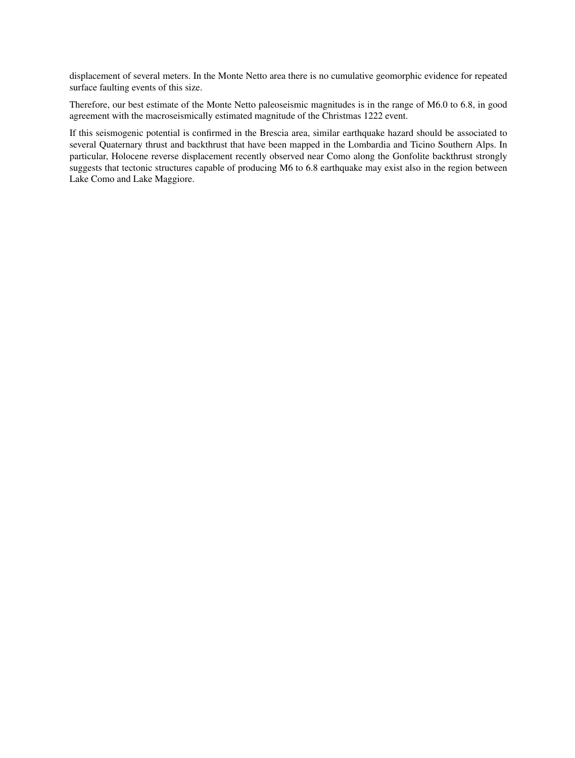displacement of several meters. In the Monte Netto area there is no cumulative geomorphic evidence for repeated surface faulting events of this size.

Therefore, our best estimate of the Monte Netto paleoseismic magnitudes is in the range of M6.0 to 6.8, in good agreement with the macroseismically estimated magnitude of the Christmas 1222 event.

If this seismogenic potential is confirmed in the Brescia area, similar earthquake hazard should be associated to several Quaternary thrust and backthrust that have been mapped in the Lombardia and Ticino Southern Alps. In particular, Holocene reverse displacement recently observed near Como along the Gonfolite backthrust strongly suggests that tectonic structures capable of producing M6 to 6.8 earthquake may exist also in the region between Lake Como and Lake Maggiore.